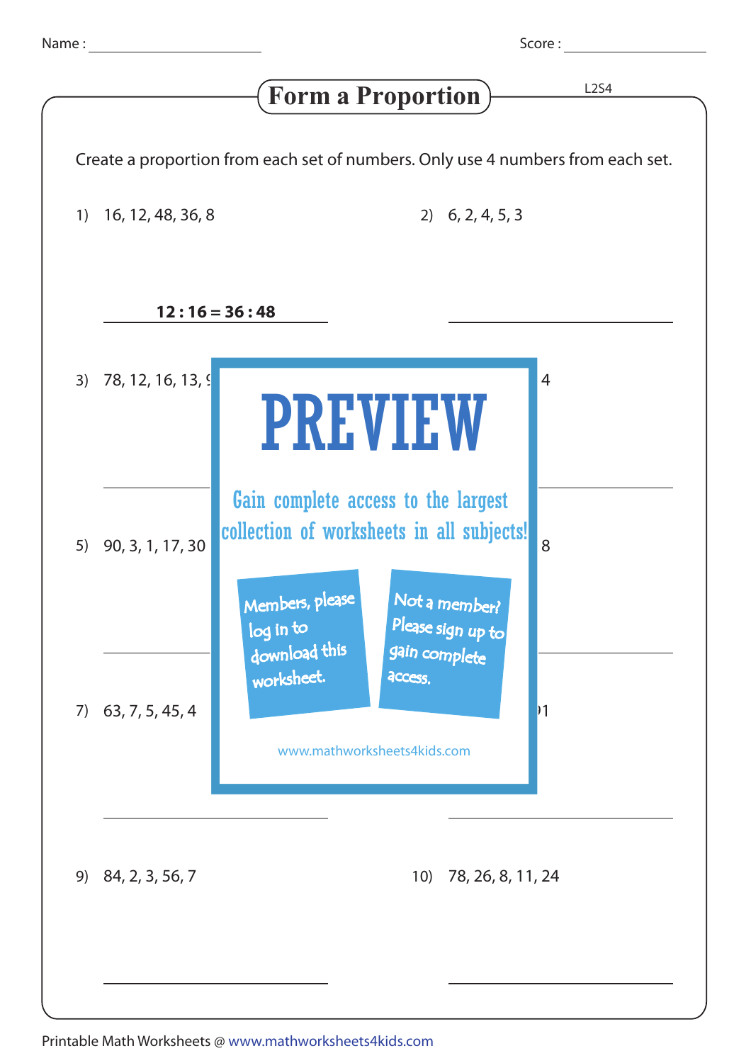Name : ____________________ Score : ____________________

# Form a Proportion

Create a proportion from each set of numbers. Only use 4 numbers from each set.

1) 16, 12, 48, 36, 8

**12 : 16 = 36 : 48**

2) 6, 2, 4, 5, 3

3) 78, 12, 16, 13, 9

4) 4

5) 90, 3, 1, 17, 30

6) 8

7) 63, 7, 5, 45, 4

8) 1

# PREVIEW

Gain complete access to the largest collection of worksheets in all subjects!

Members, please log in to download this worksheet.

Not a member? Please sign up to gain complete access.

www.mathworksheets4kids.com

9) 84, 2, 3, 56, 7

10) 78, 26, 8, 11, 24

Printable Math Worksheets @ www.mathworksheets4kids.com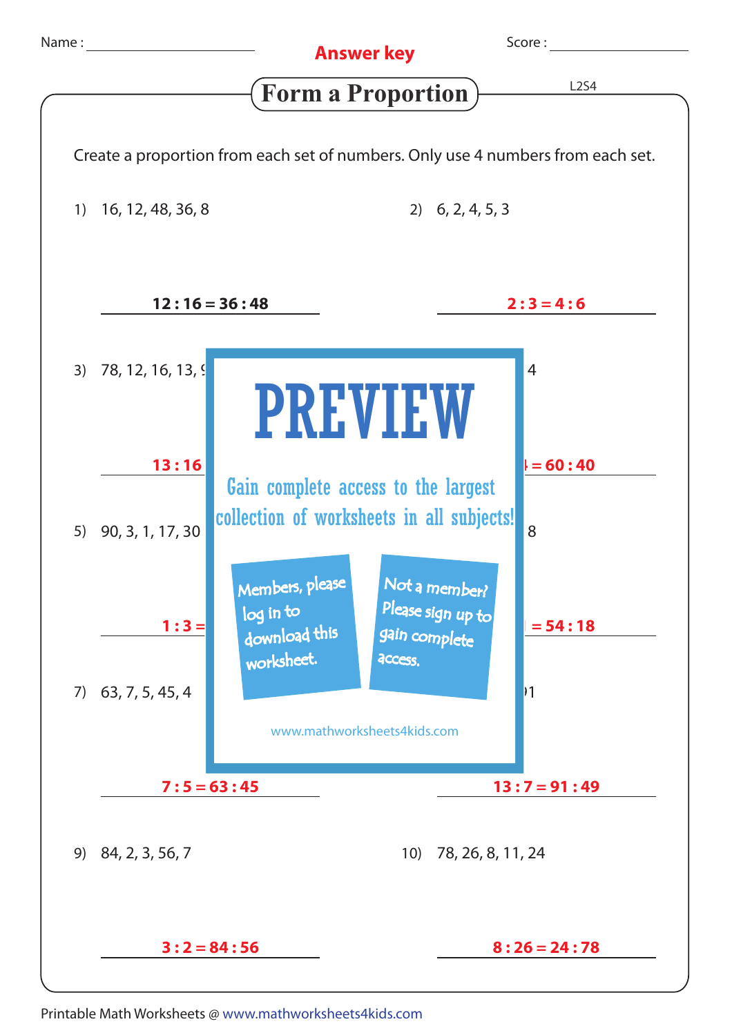Name : ______________ **Answer key** Score : ______________

# Form a Proportion

L2S4

Create a proportion from each set of numbers. Only use 4 numbers from each set.

1) 16, 12, 48, 36, 8

**12 : 16 = 36 : 48**

2) 6, 2, 4, 5, 3

**2 : 3 = 4 : 6**

3) 78, 12, 16, 13, 9

**13 : 16**

4) 4

**= 60 : 40**

5) 90, 3, 1, 17, 30

**1 : 3 =**

6) 8

**= 54 : 18**

7) 63, 7, 5, 45, 4

**7 : 5 = 63 : 45**

8) 91

**13 : 7 = 91 : 49**

9) 84, 2, 3, 56, 7

**3 : 2 = 84 : 56**

10) 78, 26, 8, 11, 24

**8 : 26 = 24 : 78**

PREVIEW

Gain complete access to the largest collection of worksheets in all subjects!

Members, please log in to download this worksheet.

Not a member? Please sign up to gain complete access.

www.mathworksheets4kids.com